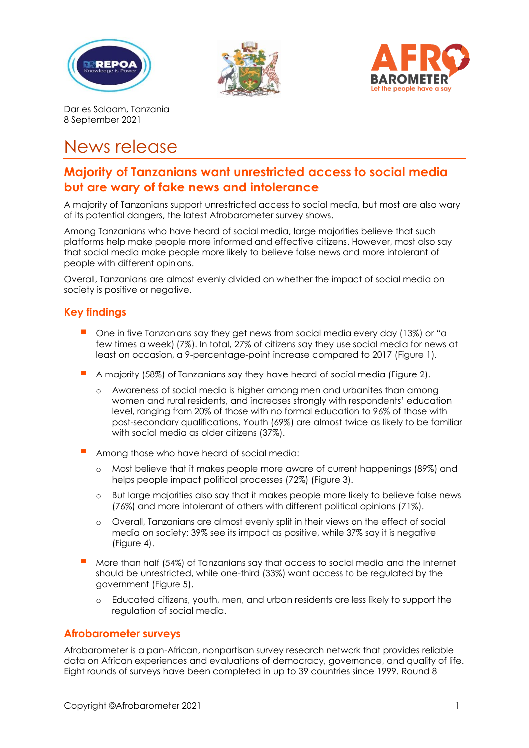Dar es Salaam, Tanzania
8 September 2021

# News release

## Majority of Tanzanians want unrestricted access to social media but are wary of fake news and intolerance

A majority of Tanzanians support unrestricted access to social media, but most are also wary of its potential dangers, the latest Afrobarometer survey shows.

Among Tanzanians who have heard of social media, large majorities believe that such platforms help make people more informed and effective citizens. However, most also say that social media make people more likely to believe false news and more intolerant of people with different opinions.

Overall, Tanzanians are almost evenly divided on whether the impact of social media on society is positive or negative.

### Key findings

- One in five Tanzanians say they get news from social media every day (13%) or "a few times a week) (7%). In total, 27% of citizens say they use social media for news at least on occasion, a 9-percentage-point increase compared to 2017 (Figure 1).
- A majority (58%) of Tanzanians say they have heard of social media (Figure 2).
  - Awareness of social media is higher among men and urbanites than among women and rural residents, and increases strongly with respondents' education level, ranging from 20% of those with no formal education to 96% of those with post-secondary qualifications. Youth (69%) are almost twice as likely to be familiar with social media as older citizens (37%).
- Among those who have heard of social media:
  - Most believe that it makes people more aware of current happenings (89%) and helps people impact political processes (72%) (Figure 3).
  - But large majorities also say that it makes people more likely to believe false news (76%) and more intolerant of others with different political opinions (71%).
  - Overall, Tanzanians are almost evenly split in their views on the effect of social media on society: 39% see its impact as positive, while 37% say it is negative (Figure 4).
- More than half (54%) of Tanzanians say that access to social media and the Internet should be unrestricted, while one-third (33%) want access to be regulated by the government (Figure 5).
  - Educated citizens, youth, men, and urban residents are less likely to support the regulation of social media.

### Afrobarometer surveys

Afrobarometer is a pan-African, nonpartisan survey research network that provides reliable data on African experiences and evaluations of democracy, governance, and quality of life. Eight rounds of surveys have been completed in up to 39 countries since 1999. Round 8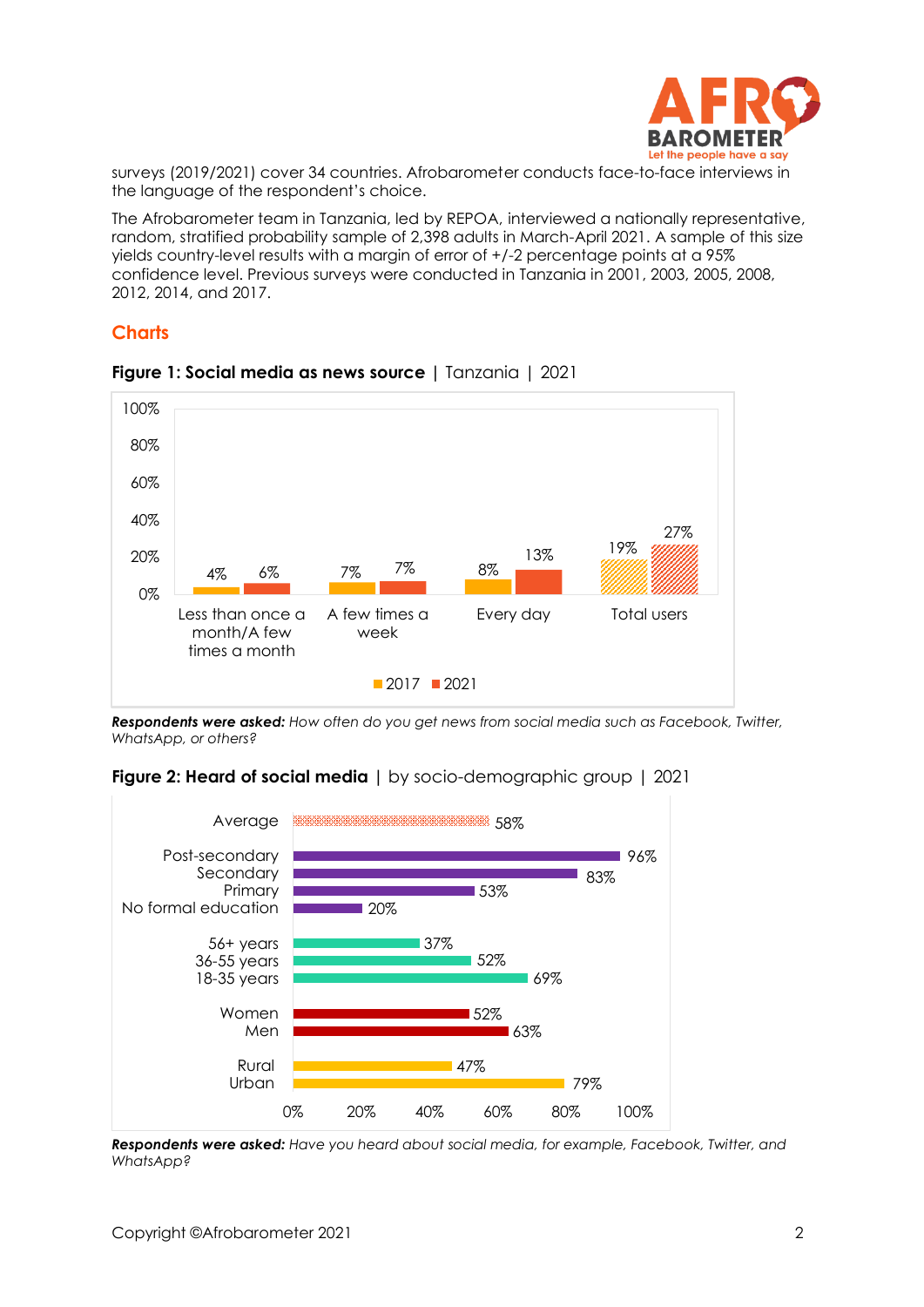surveys (2019/2021) cover 34 countries. Afrobarometer conducts face-to-face interviews in the language of the respondent's choice.

The Afrobarometer team in Tanzania, led by REPOA, interviewed a nationally representative, random, stratified probability sample of 2,398 adults in March-April 2021. A sample of this size yields country-level results with a margin of error of +/-2 percentage points at a 95% confidence level. Previous surveys were conducted in Tanzania in 2001, 2003, 2005, 2008, 2012, 2014, and 2017.

## Charts

**Figure 1: Social media as news source** | Tanzania | 2021

| | 2017 | 2021 |
|---|---|---|
| Less than once a month/A few times a month | 4% | 6% |
| A few times a week | 7% | 7% |
| Every day | 8% | 13% |
| Total users | 19% | 27% |

***Respondents were asked:*** *How often do you get news from social media such as Facebook, Twitter, WhatsApp, or others?*

**Figure 2: Heard of social media** | by socio-demographic group | 2021

| Group | % |
|---|---|
| Average | 58% |
| Post-secondary | 96% |
| Secondary | 83% |
| Primary | 53% |
| No formal education | 20% |
| 56+ years | 37% |
| 36-55 years | 52% |
| 18-35 years | 69% |
| Women | 52% |
| Men | 63% |
| Rural | 47% |
| Urban | 79% |

***Respondents were asked:*** *Have you heard about social media, for example, Facebook, Twitter, and WhatsApp?*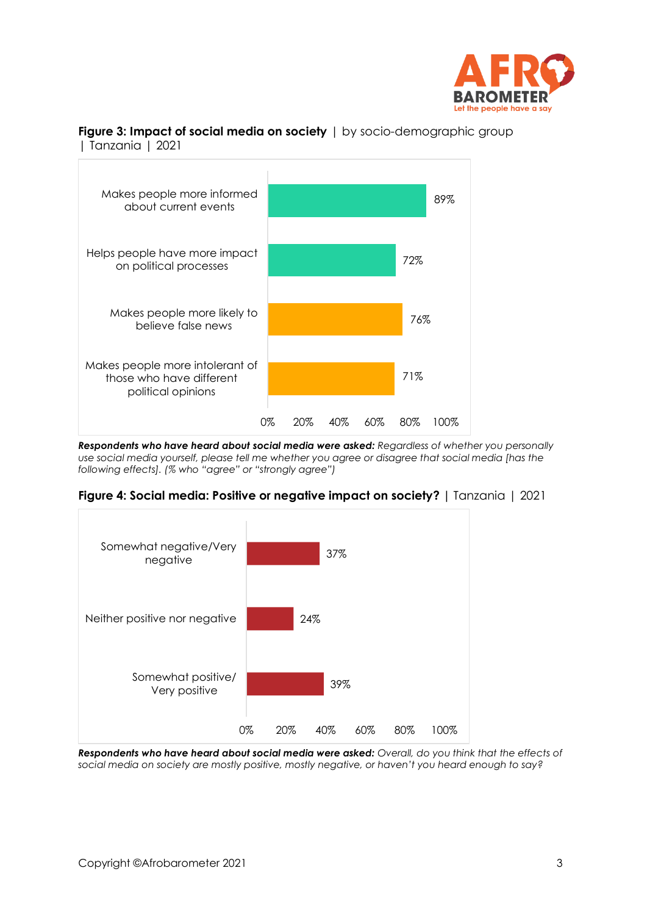**Figure 3: Impact of social media on society** | by socio-demographic group | Tanzania | 2021

| | % |
|---|---|
| Makes people more informed about current events | 89% |
| Helps people have more impact on political processes | 72% |
| Makes people more likely to believe false news | 76% |
| Makes people more intolerant of those who have different political opinions | 71% |

***Respondents who have heard about social media were asked:*** *Regardless of whether you personally use social media yourself, please tell me whether you agree or disagree that social media [has the following effects]. (% who "agree" or "strongly agree")*

**Figure 4: Social media: Positive or negative impact on society?** | Tanzania | 2021

| | % |
|---|---|
| Somewhat negative/Very negative | 37% |
| Neither positive nor negative | 24% |
| Somewhat positive/ Very positive | 39% |

***Respondents who have heard about social media were asked:*** *Overall, do you think that the effects of social media on society are mostly positive, mostly negative, or haven't you heard enough to say?*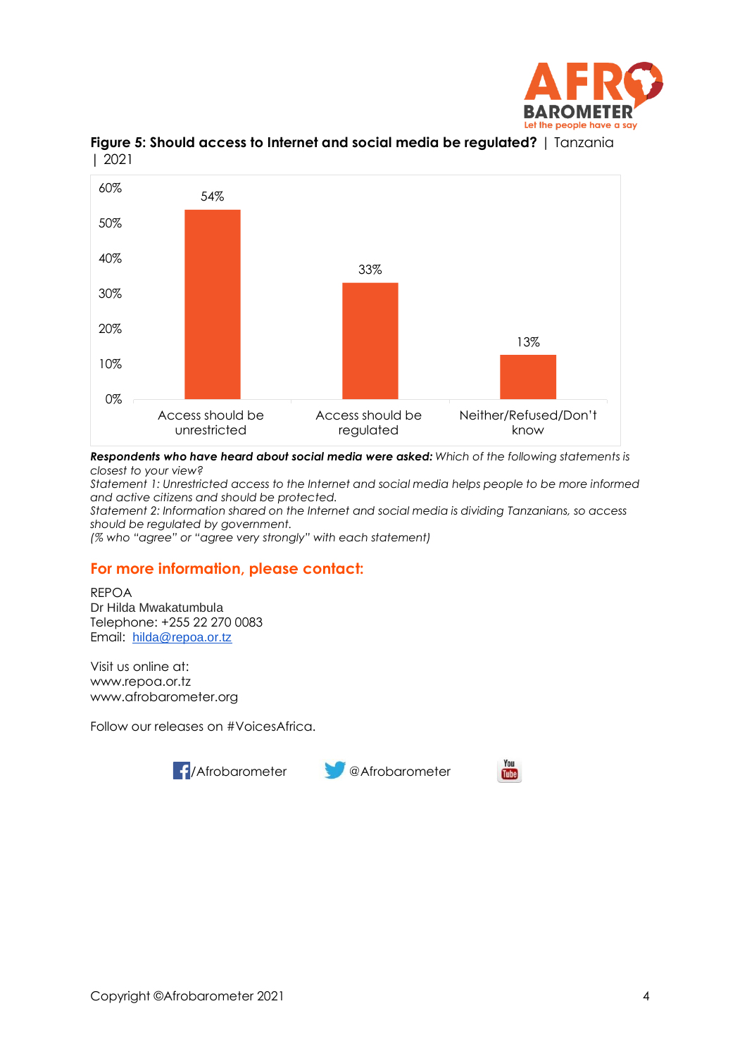**Figure 5: Should access to Internet and social media be regulated?** | Tanzania | 2021

60%
50%
40%
30%
20%
10%
0%

54%
Access should be unrestricted

33%
Access should be regulated

13%
Neither/Refused/Don't know

***Respondents who have heard about social media were asked:*** *Which of the following statements is closest to your view?*
*Statement 1: Unrestricted access to the Internet and social media helps people to be more informed and active citizens and should be protected.*
*Statement 2: Information shared on the Internet and social media is dividing Tanzanians, so access should be regulated by government.*
*(% who "agree" or "agree very strongly" with each statement)*

## For more information, please contact:

REPOA
Dr Hilda Mwakatumbula
Telephone: +255 22 270 0083
Email: hilda@repoa.or.tz

Visit us online at:
www.repoa.or.tz
www.afrobarometer.org

Follow our releases on #VoicesAfrica.

/Afrobarometer   @Afrobarometer

Copyright ©Afrobarometer 2021